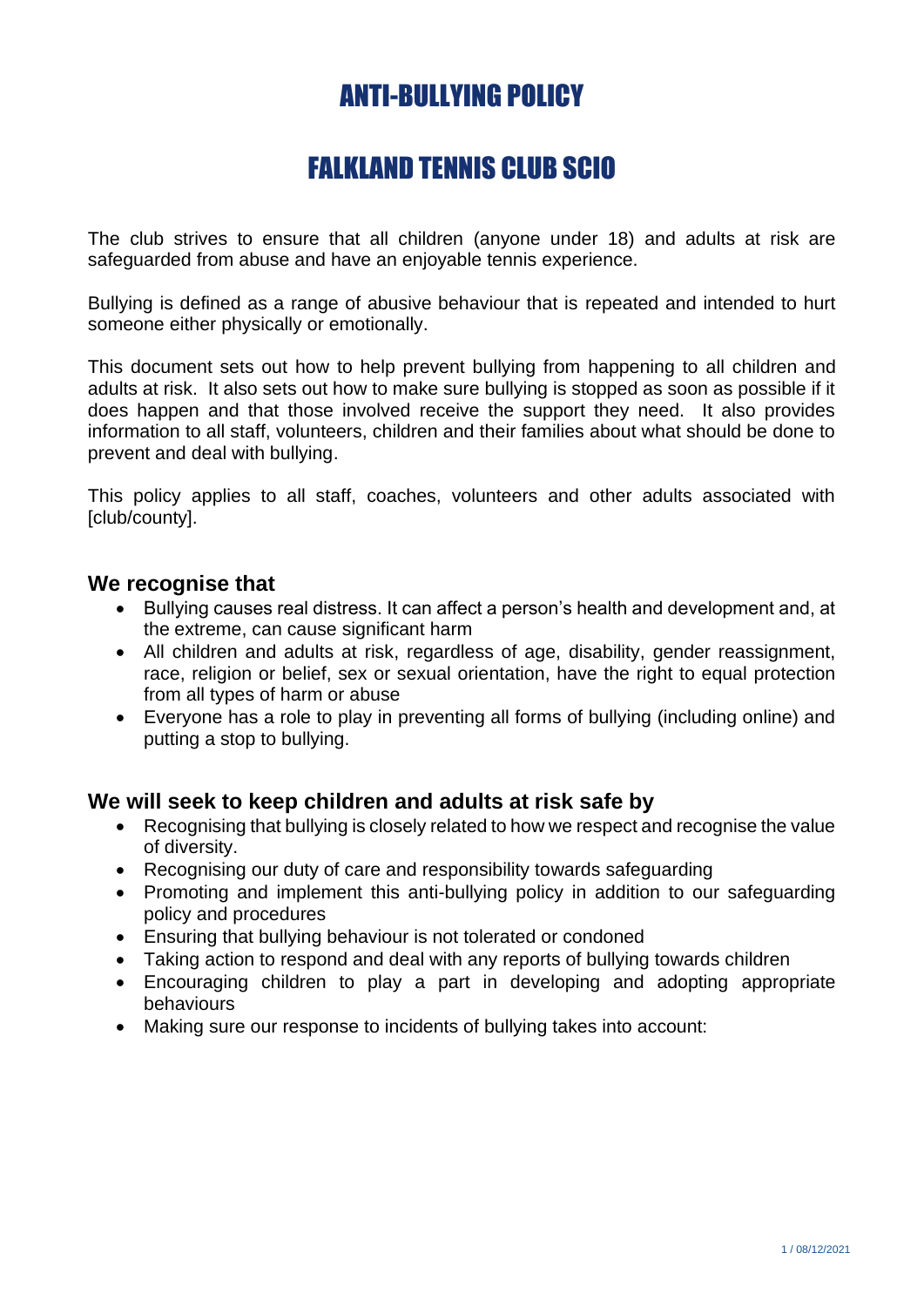# ANTI-BULLYING POLICY

# FALKLAND TENNIS CLUB SCIO

The club strives to ensure that all children (anyone under 18) and adults at risk are safeguarded from abuse and have an enjoyable tennis experience.

Bullying is defined as a range of abusive behaviour that is repeated and intended to hurt someone either physically or emotionally.

This document sets out how to help prevent bullying from happening to all children and adults at risk. It also sets out how to make sure bullying is stopped as soon as possible if it does happen and that those involved receive the support they need. It also provides information to all staff, volunteers, children and their families about what should be done to prevent and deal with bullying.

This policy applies to all staff, coaches, volunteers and other adults associated with [club/county].

## We recognise that

- Bullying causes real distress. It can affect a person's health and development and, at the extreme, can cause significant harm
- All children and adults at risk, regardless of age, disability, gender reassignment, race, religion or belief, sex or sexual orientation, have the right to equal protection from all types of harm or abuse
- Everyone has a role to play in preventing all forms of bullying (including online) and putting a stop to bullying.

## We will seek to keep children and adults at risk safe by

- Recognising that bullying is closely related to how we respect and recognise the value of diversity.
- Recognising our duty of care and responsibility towards safeguarding
- Promoting and implement this anti-bullying policy in addition to our safeguarding policy and procedures
- Ensuring that bullying behaviour is not tolerated or condoned
- Taking action to respond and deal with any reports of bullying towards children
- Encouraging children to play a part in developing and adopting appropriate behaviours
- Making sure our response to incidents of bullying takes into account: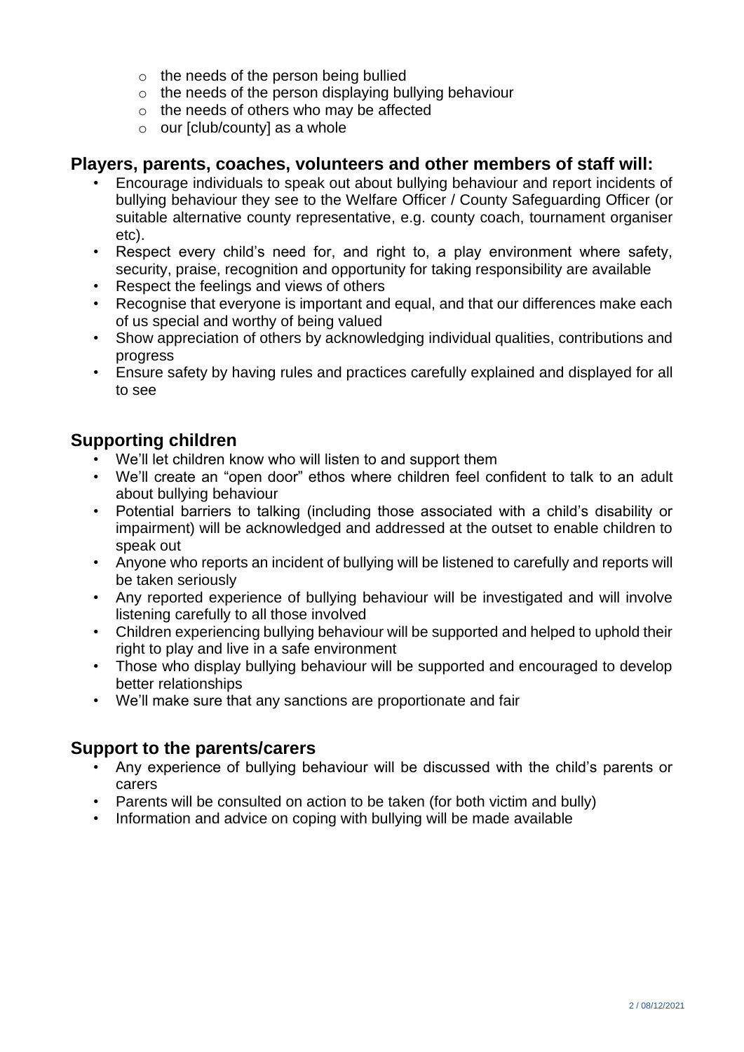- the needs of the person being bullied
- the needs of the person displaying bullying behaviour
- the needs of others who may be affected
- our [club/county] as a whole

## Players, parents, coaches, volunteers and other members of staff will:

- Encourage individuals to speak out about bullying behaviour and report incidents of bullying behaviour they see to the Welfare Officer / County Safeguarding Officer (or suitable alternative county representative, e.g. county coach, tournament organiser etc).
- Respect every child's need for, and right to, a play environment where safety, security, praise, recognition and opportunity for taking responsibility are available
- Respect the feelings and views of others
- Recognise that everyone is important and equal, and that our differences make each of us special and worthy of being valued
- Show appreciation of others by acknowledging individual qualities, contributions and progress
- Ensure safety by having rules and practices carefully explained and displayed for all to see

## Supporting children

- We'll let children know who will listen to and support them
- We'll create an "open door" ethos where children feel confident to talk to an adult about bullying behaviour
- Potential barriers to talking (including those associated with a child's disability or impairment) will be acknowledged and addressed at the outset to enable children to speak out
- Anyone who reports an incident of bullying will be listened to carefully and reports will be taken seriously
- Any reported experience of bullying behaviour will be investigated and will involve listening carefully to all those involved
- Children experiencing bullying behaviour will be supported and helped to uphold their right to play and live in a safe environment
- Those who display bullying behaviour will be supported and encouraged to develop better relationships
- We'll make sure that any sanctions are proportionate and fair

## Support to the parents/carers

- Any experience of bullying behaviour will be discussed with the child's parents or carers
- Parents will be consulted on action to be taken (for both victim and bully)
- Information and advice on coping with bullying will be made available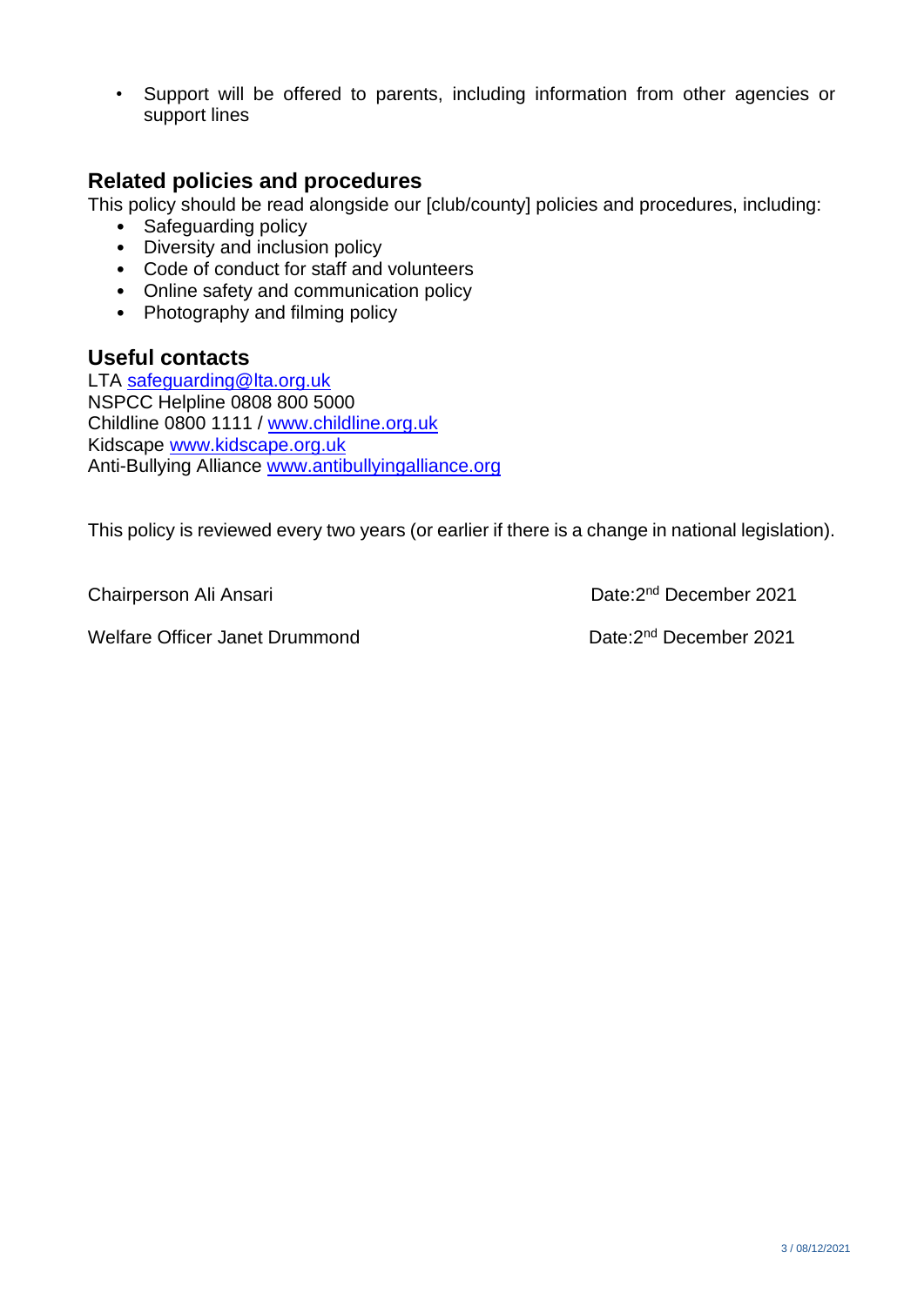- Support will be offered to parents, including information from other agencies or support lines

## Related policies and procedures

This policy should be read alongside our [club/county] policies and procedures, including:

- Safeguarding policy
- Diversity and inclusion policy
- Code of conduct for staff and volunteers
- Online safety and communication policy
- Photography and filming policy

## Useful contacts

LTA safeguarding@lta.org.uk
NSPCC Helpline 0808 800 5000
Childline 0800 1111 / www.childline.org.uk
Kidscape www.kidscape.org.uk
Anti-Bullying Alliance www.antibullyingalliance.org

This policy is reviewed every two years (or earlier if there is a change in national legislation).

Chairperson Ali Ansari — Date: 2nd December 2021

Welfare Officer Janet Drummond — Date: 2nd December 2021